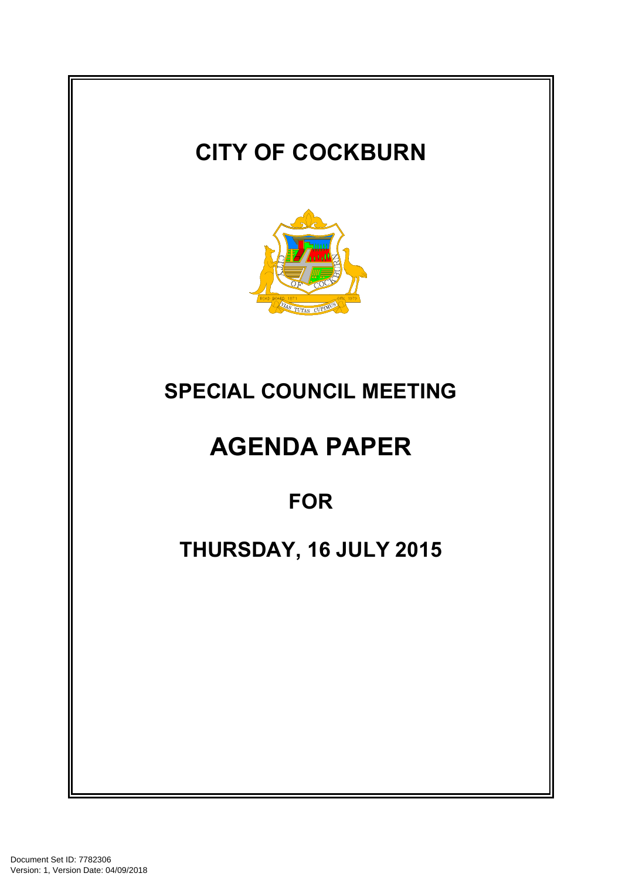# CITY OF COCKBURN

# SPECIAL COUNCIL MEETING

# AGENDA PAPER

## FOR

## THURSDAY, 16 JULY 2015

Document Set ID: 7782306
Version: 1, Version Date: 04/09/2018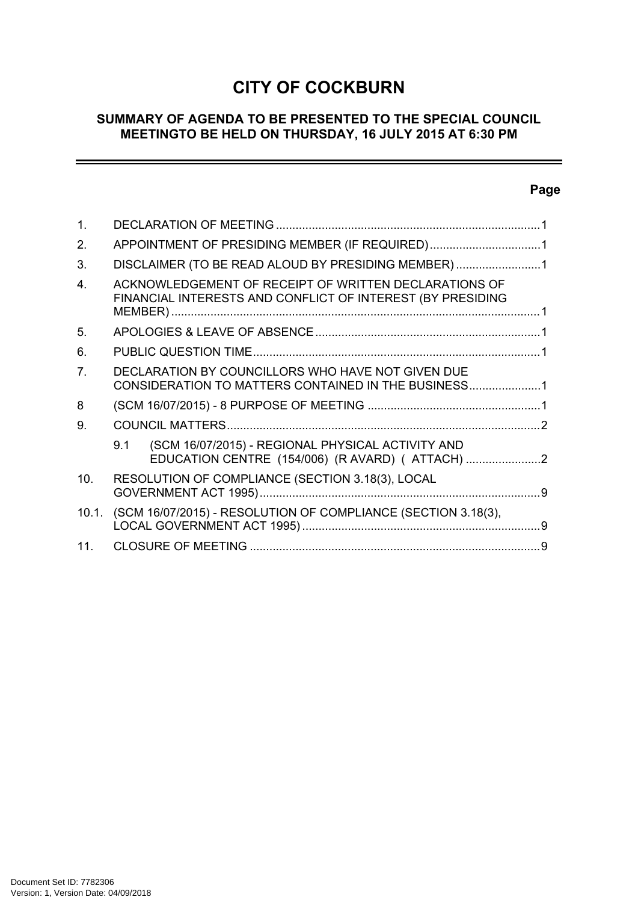# CITY OF COCKBURN

## SUMMARY OF AGENDA TO BE PRESENTED TO THE SPECIAL COUNCIL MEETINGTO BE HELD ON THURSDAY, 16 JULY 2015 AT 6:30 PM

| | | Page |
|---|---|---|
| 1. | DECLARATION OF MEETING | 1 |
| 2. | APPOINTMENT OF PRESIDING MEMBER (IF REQUIRED) | 1 |
| 3. | DISCLAIMER (TO BE READ ALOUD BY PRESIDING MEMBER) | 1 |
| 4. | ACKNOWLEDGEMENT OF RECEIPT OF WRITTEN DECLARATIONS OF FINANCIAL INTERESTS AND CONFLICT OF INTEREST (BY PRESIDING MEMBER) | 1 |
| 5. | APOLOGIES & LEAVE OF ABSENCE | 1 |
| 6. | PUBLIC QUESTION TIME | 1 |
| 7. | DECLARATION BY COUNCILLORS WHO HAVE NOT GIVEN DUE CONSIDERATION TO MATTERS CONTAINED IN THE BUSINESS | 1 |
| 8 | (SCM 16/07/2015) - 8 PURPOSE OF MEETING | 1 |
| 9. | COUNCIL MATTERS | 2 |
| | 9.1 (SCM 16/07/2015) - REGIONAL PHYSICAL ACTIVITY AND EDUCATION CENTRE (154/006) (R AVARD) ( ATTACH) | 2 |
| 10. | RESOLUTION OF COMPLIANCE (SECTION 3.18(3), LOCAL GOVERNMENT ACT 1995) | 9 |
| 10.1. | (SCM 16/07/2015) - RESOLUTION OF COMPLIANCE (SECTION 3.18(3), LOCAL GOVERNMENT ACT 1995) | 9 |
| 11. | CLOSURE OF MEETING | 9 |

Document Set ID: 7782306
Version: 1, Version Date: 04/09/2018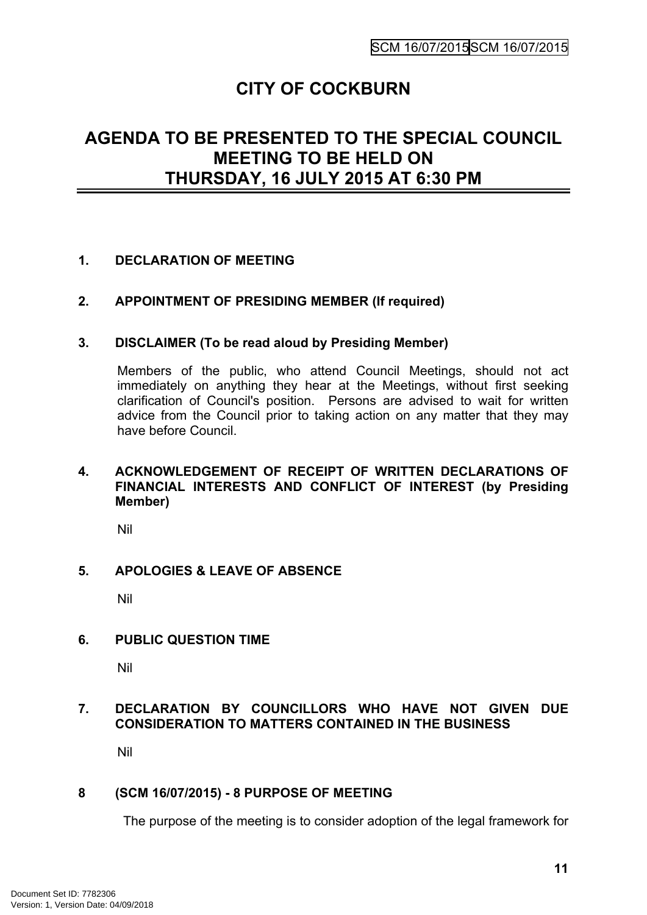# CITY OF COCKBURN

## AGENDA TO BE PRESENTED TO THE SPECIAL COUNCIL MEETING TO BE HELD ON THURSDAY, 16 JULY 2015 AT 6:30 PM

### 1. DECLARATION OF MEETING

### 2. APPOINTMENT OF PRESIDING MEMBER (If required)

### 3. DISCLAIMER (To be read aloud by Presiding Member)

Members of the public, who attend Council Meetings, should not act immediately on anything they hear at the Meetings, without first seeking clarification of Council's position. Persons are advised to wait for written advice from the Council prior to taking action on any matter that they may have before Council.

### 4. ACKNOWLEDGEMENT OF RECEIPT OF WRITTEN DECLARATIONS OF FINANCIAL INTERESTS AND CONFLICT OF INTEREST (by Presiding Member)

Nil

### 5. APOLOGIES & LEAVE OF ABSENCE

Nil

### 6. PUBLIC QUESTION TIME

Nil

### 7. DECLARATION BY COUNCILLORS WHO HAVE NOT GIVEN DUE CONSIDERATION TO MATTERS CONTAINED IN THE BUSINESS

Nil

### 8 (SCM 16/07/2015) - 8 PURPOSE OF MEETING

The purpose of the meeting is to consider adoption of the legal framework for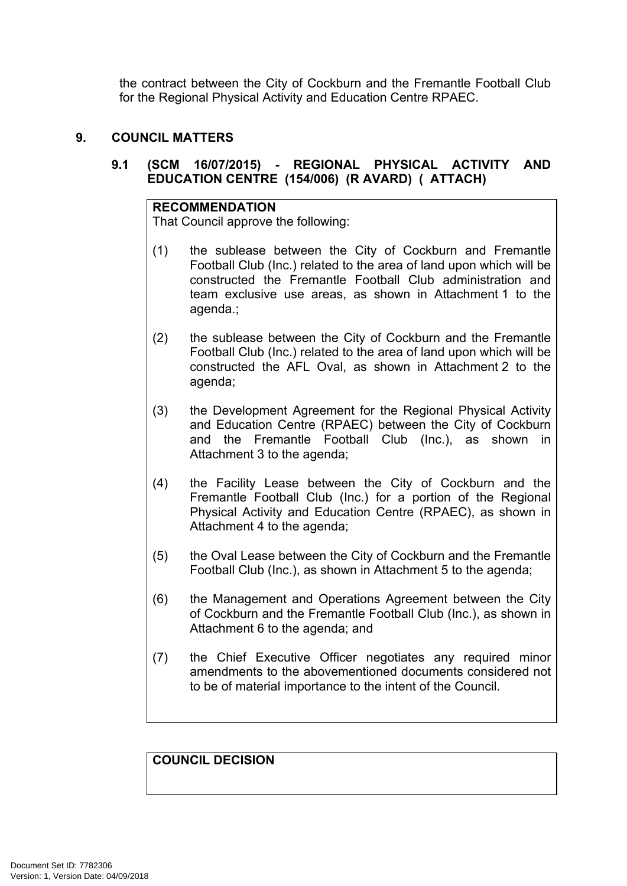the contract between the City of Cockburn and the Fremantle Football Club for the Regional Physical Activity and Education Centre RPAEC.

## 9. COUNCIL MATTERS

### 9.1 (SCM 16/07/2015) - REGIONAL PHYSICAL ACTIVITY AND EDUCATION CENTRE (154/006) (R AVARD) ( ATTACH)

**RECOMMENDATION**

That Council approve the following:

(1) the sublease between the City of Cockburn and Fremantle Football Club (Inc.) related to the area of land upon which will be constructed the Fremantle Football Club administration and team exclusive use areas, as shown in Attachment 1 to the agenda.;

(2) the sublease between the City of Cockburn and the Fremantle Football Club (Inc.) related to the area of land upon which will be constructed the AFL Oval, as shown in Attachment 2 to the agenda;

(3) the Development Agreement for the Regional Physical Activity and Education Centre (RPAEC) between the City of Cockburn and the Fremantle Football Club (Inc.), as shown in Attachment 3 to the agenda;

(4) the Facility Lease between the City of Cockburn and the Fremantle Football Club (Inc.) for a portion of the Regional Physical Activity and Education Centre (RPAEC), as shown in Attachment 4 to the agenda;

(5) the Oval Lease between the City of Cockburn and the Fremantle Football Club (Inc.), as shown in Attachment 5 to the agenda;

(6) the Management and Operations Agreement between the City of Cockburn and the Fremantle Football Club (Inc.), as shown in Attachment 6 to the agenda; and

(7) the Chief Executive Officer negotiates any required minor amendments to the abovementioned documents considered not to be of material importance to the intent of the Council.

**COUNCIL DECISION**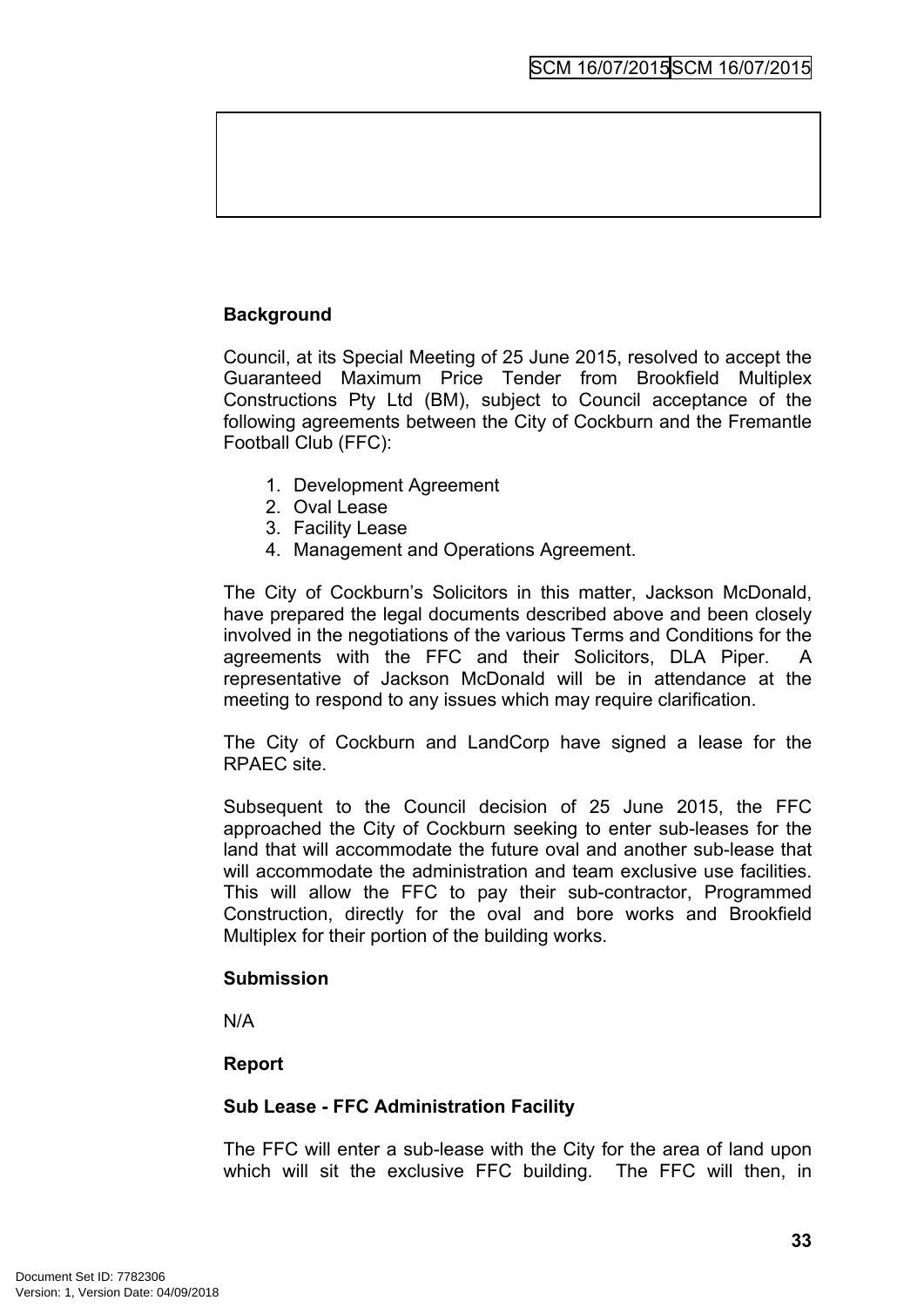## Background

Council, at its Special Meeting of 25 June 2015, resolved to accept the Guaranteed Maximum Price Tender from Brookfield Multiplex Constructions Pty Ltd (BM), subject to Council acceptance of the following agreements between the City of Cockburn and the Fremantle Football Club (FFC):

1. Development Agreement
2. Oval Lease
3. Facility Lease
4. Management and Operations Agreement.

The City of Cockburn's Solicitors in this matter, Jackson McDonald, have prepared the legal documents described above and been closely involved in the negotiations of the various Terms and Conditions for the agreements with the FFC and their Solicitors, DLA Piper. A representative of Jackson McDonald will be in attendance at the meeting to respond to any issues which may require clarification.

The City of Cockburn and LandCorp have signed a lease for the RPAEC site.

Subsequent to the Council decision of 25 June 2015, the FFC approached the City of Cockburn seeking to enter sub-leases for the land that will accommodate the future oval and another sub-lease that will accommodate the administration and team exclusive use facilities. This will allow the FFC to pay their sub-contractor, Programmed Construction, directly for the oval and bore works and Brookfield Multiplex for their portion of the building works.

## Submission

N/A

## Report

### Sub Lease - FFC Administration Facility

The FFC will enter a sub-lease with the City for the area of land upon which will sit the exclusive FFC building. The FFC will then, in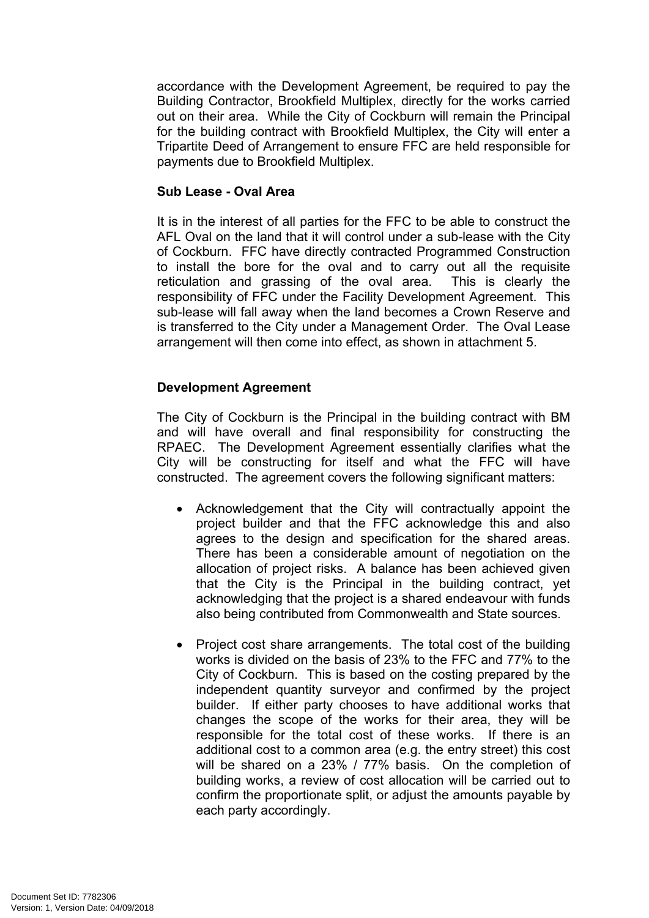accordance with the Development Agreement, be required to pay the Building Contractor, Brookfield Multiplex, directly for the works carried out on their area. While the City of Cockburn will remain the Principal for the building contract with Brookfield Multiplex, the City will enter a Tripartite Deed of Arrangement to ensure FFC are held responsible for payments due to Brookfield Multiplex.

**Sub Lease - Oval Area**

It is in the interest of all parties for the FFC to be able to construct the AFL Oval on the land that it will control under a sub-lease with the City of Cockburn. FFC have directly contracted Programmed Construction to install the bore for the oval and to carry out all the requisite reticulation and grassing of the oval area. This is clearly the responsibility of FFC under the Facility Development Agreement. This sub-lease will fall away when the land becomes a Crown Reserve and is transferred to the City under a Management Order. The Oval Lease arrangement will then come into effect, as shown in attachment 5.

**Development Agreement**

The City of Cockburn is the Principal in the building contract with BM and will have overall and final responsibility for constructing the RPAEC. The Development Agreement essentially clarifies what the City will be constructing for itself and what the FFC will have constructed. The agreement covers the following significant matters:

- Acknowledgement that the City will contractually appoint the project builder and that the FFC acknowledge this and also agrees to the design and specification for the shared areas. There has been a considerable amount of negotiation on the allocation of project risks. A balance has been achieved given that the City is the Principal in the building contract, yet acknowledging that the project is a shared endeavour with funds also being contributed from Commonwealth and State sources.

- Project cost share arrangements. The total cost of the building works is divided on the basis of 23% to the FFC and 77% to the City of Cockburn. This is based on the costing prepared by the independent quantity surveyor and confirmed by the project builder. If either party chooses to have additional works that changes the scope of the works for their area, they will be responsible for the total cost of these works. If there is an additional cost to a common area (e.g. the entry street) this cost will be shared on a 23% / 77% basis. On the completion of building works, a review of cost allocation will be carried out to confirm the proportionate split, or adjust the amounts payable by each party accordingly.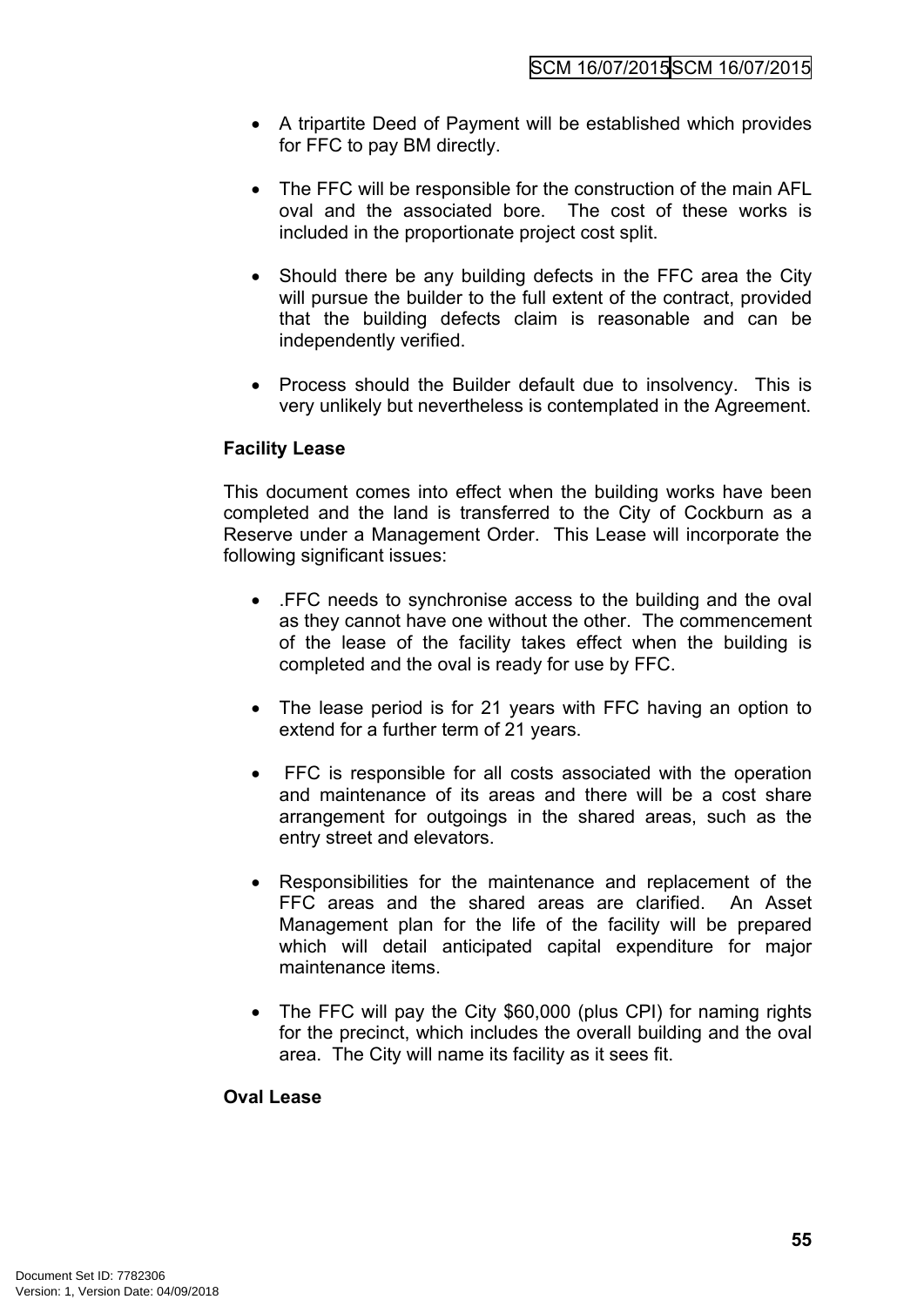- A tripartite Deed of Payment will be established which provides for FFC to pay BM directly.

- The FFC will be responsible for the construction of the main AFL oval and the associated bore. The cost of these works is included in the proportionate project cost split.

- Should there be any building defects in the FFC area the City will pursue the builder to the full extent of the contract, provided that the building defects claim is reasonable and can be independently verified.

- Process should the Builder default due to insolvency. This is very unlikely but nevertheless is contemplated in the Agreement.

**Facility Lease**

This document comes into effect when the building works have been completed and the land is transferred to the City of Cockburn as a Reserve under a Management Order. This Lease will incorporate the following significant issues:

- .FFC needs to synchronise access to the building and the oval as they cannot have one without the other. The commencement of the lease of the facility takes effect when the building is completed and the oval is ready for use by FFC.

- The lease period is for 21 years with FFC having an option to extend for a further term of 21 years.

- FFC is responsible for all costs associated with the operation and maintenance of its areas and there will be a cost share arrangement for outgoings in the shared areas, such as the entry street and elevators.

- Responsibilities for the maintenance and replacement of the FFC areas and the shared areas are clarified. An Asset Management plan for the life of the facility will be prepared which will detail anticipated capital expenditure for major maintenance items.

- The FFC will pay the City $60,000 (plus CPI) for naming rights for the precinct, which includes the overall building and the oval area. The City will name its facility as it sees fit.

**Oval Lease**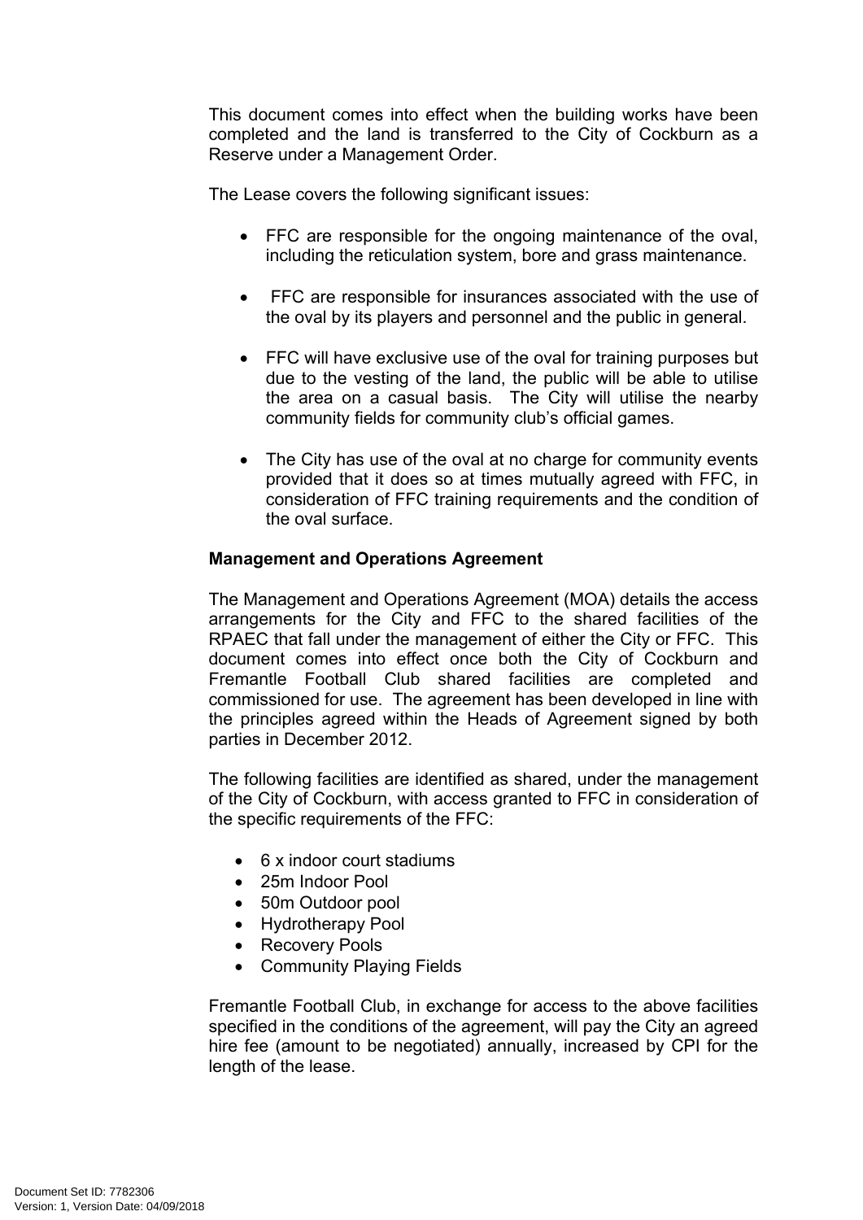This document comes into effect when the building works have been completed and the land is transferred to the City of Cockburn as a Reserve under a Management Order.

The Lease covers the following significant issues:

- FFC are responsible for the ongoing maintenance of the oval, including the reticulation system, bore and grass maintenance.
- FFC are responsible for insurances associated with the use of the oval by its players and personnel and the public in general.
- FFC will have exclusive use of the oval for training purposes but due to the vesting of the land, the public will be able to utilise the area on a casual basis. The City will utilise the nearby community fields for community club's official games.
- The City has use of the oval at no charge for community events provided that it does so at times mutually agreed with FFC, in consideration of FFC training requirements and the condition of the oval surface.

**Management and Operations Agreement**

The Management and Operations Agreement (MOA) details the access arrangements for the City and FFC to the shared facilities of the RPAEC that fall under the management of either the City or FFC. This document comes into effect once both the City of Cockburn and Fremantle Football Club shared facilities are completed and commissioned for use. The agreement has been developed in line with the principles agreed within the Heads of Agreement signed by both parties in December 2012.

The following facilities are identified as shared, under the management of the City of Cockburn, with access granted to FFC in consideration of the specific requirements of the FFC:

- 6 x indoor court stadiums
- 25m Indoor Pool
- 50m Outdoor pool
- Hydrotherapy Pool
- Recovery Pools
- Community Playing Fields

Fremantle Football Club, in exchange for access to the above facilities specified in the conditions of the agreement, will pay the City an agreed hire fee (amount to be negotiated) annually, increased by CPI for the length of the lease.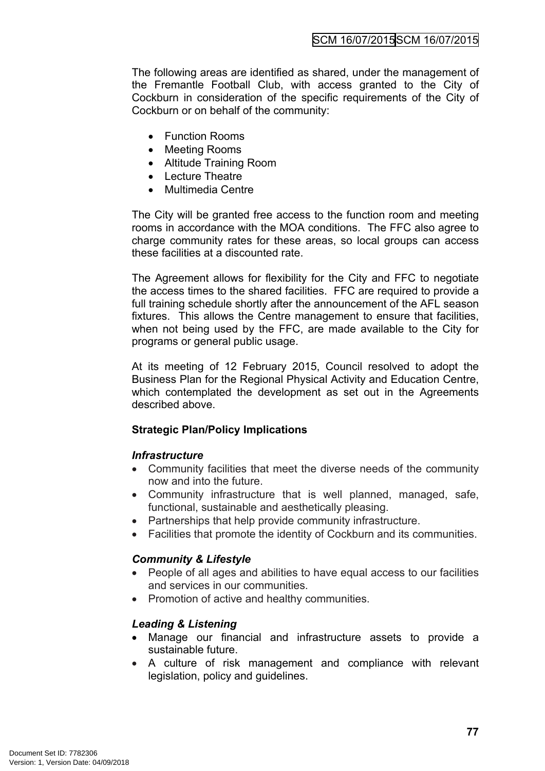The following areas are identified as shared, under the management of the Fremantle Football Club, with access granted to the City of Cockburn in consideration of the specific requirements of the City of Cockburn or on behalf of the community:

- Function Rooms
- Meeting Rooms
- Altitude Training Room
- Lecture Theatre
- Multimedia Centre

The City will be granted free access to the function room and meeting rooms in accordance with the MOA conditions. The FFC also agree to charge community rates for these areas, so local groups can access these facilities at a discounted rate.

The Agreement allows for flexibility for the City and FFC to negotiate the access times to the shared facilities. FFC are required to provide a full training schedule shortly after the announcement of the AFL season fixtures. This allows the Centre management to ensure that facilities, when not being used by the FFC, are made available to the City for programs or general public usage.

At its meeting of 12 February 2015, Council resolved to adopt the Business Plan for the Regional Physical Activity and Education Centre, which contemplated the development as set out in the Agreements described above.

**Strategic Plan/Policy Implications**

***Infrastructure***

- Community facilities that meet the diverse needs of the community now and into the future.
- Community infrastructure that is well planned, managed, safe, functional, sustainable and aesthetically pleasing.
- Partnerships that help provide community infrastructure.
- Facilities that promote the identity of Cockburn and its communities.

***Community & Lifestyle***

- People of all ages and abilities to have equal access to our facilities and services in our communities.
- Promotion of active and healthy communities.

***Leading & Listening***

- Manage our financial and infrastructure assets to provide a sustainable future.
- A culture of risk management and compliance with relevant legislation, policy and guidelines.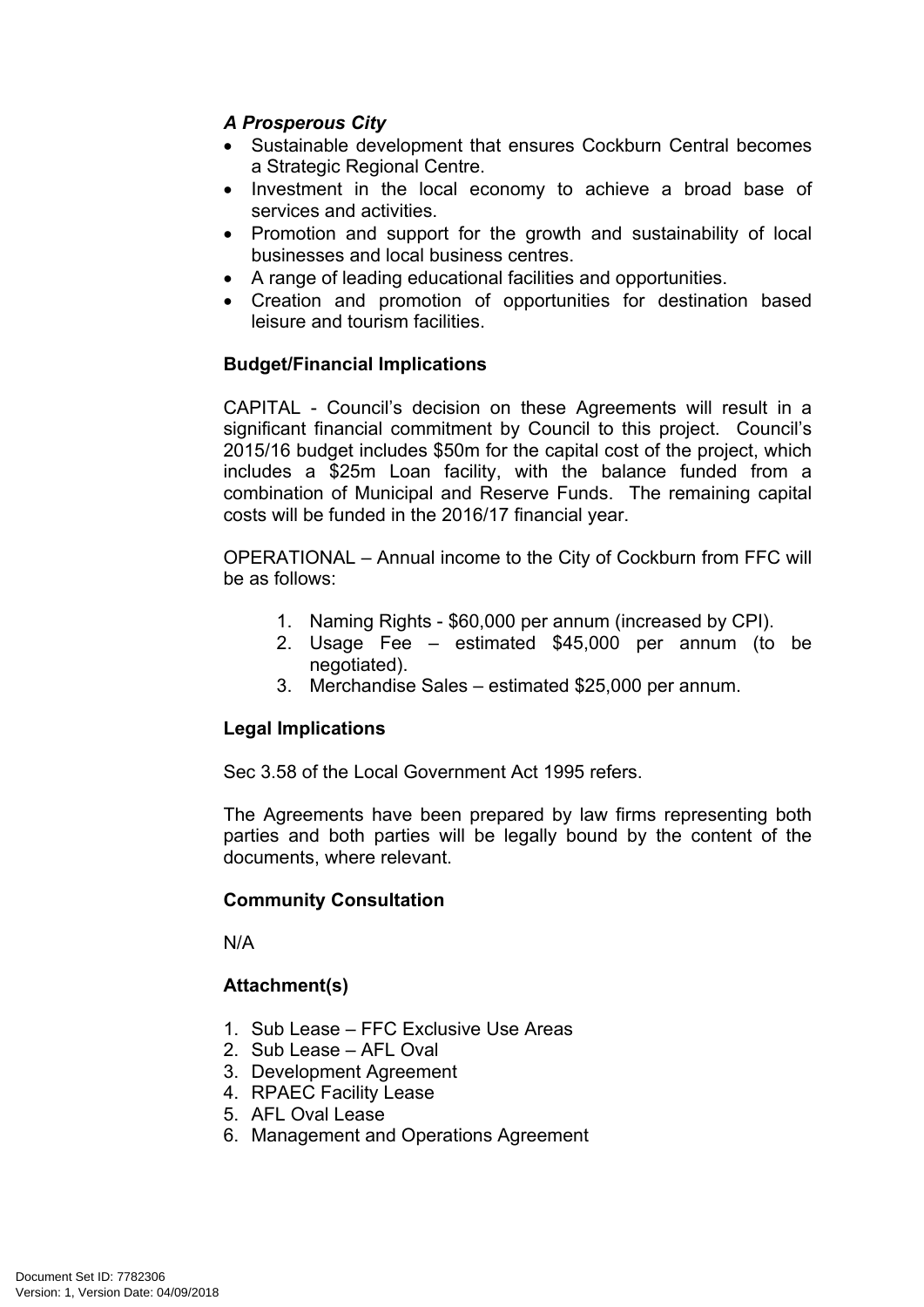***A Prosperous City***

- Sustainable development that ensures Cockburn Central becomes a Strategic Regional Centre.
- Investment in the local economy to achieve a broad base of services and activities.
- Promotion and support for the growth and sustainability of local businesses and local business centres.
- A range of leading educational facilities and opportunities.
- Creation and promotion of opportunities for destination based leisure and tourism facilities.

**Budget/Financial Implications**

CAPITAL - Council's decision on these Agreements will result in a significant financial commitment by Council to this project. Council's 2015/16 budget includes $50m for the capital cost of the project, which includes a $25m Loan facility, with the balance funded from a combination of Municipal and Reserve Funds. The remaining capital costs will be funded in the 2016/17 financial year.

OPERATIONAL – Annual income to the City of Cockburn from FFC will be as follows:

1. Naming Rights - $60,000 per annum (increased by CPI).
2. Usage Fee – estimated $45,000 per annum (to be negotiated).
3. Merchandise Sales – estimated $25,000 per annum.

**Legal Implications**

Sec 3.58 of the Local Government Act 1995 refers.

The Agreements have been prepared by law firms representing both parties and both parties will be legally bound by the content of the documents, where relevant.

**Community Consultation**

N/A

**Attachment(s)**

1. Sub Lease – FFC Exclusive Use Areas
2. Sub Lease – AFL Oval
3. Development Agreement
4. RPAEC Facility Lease
5. AFL Oval Lease
6. Management and Operations Agreement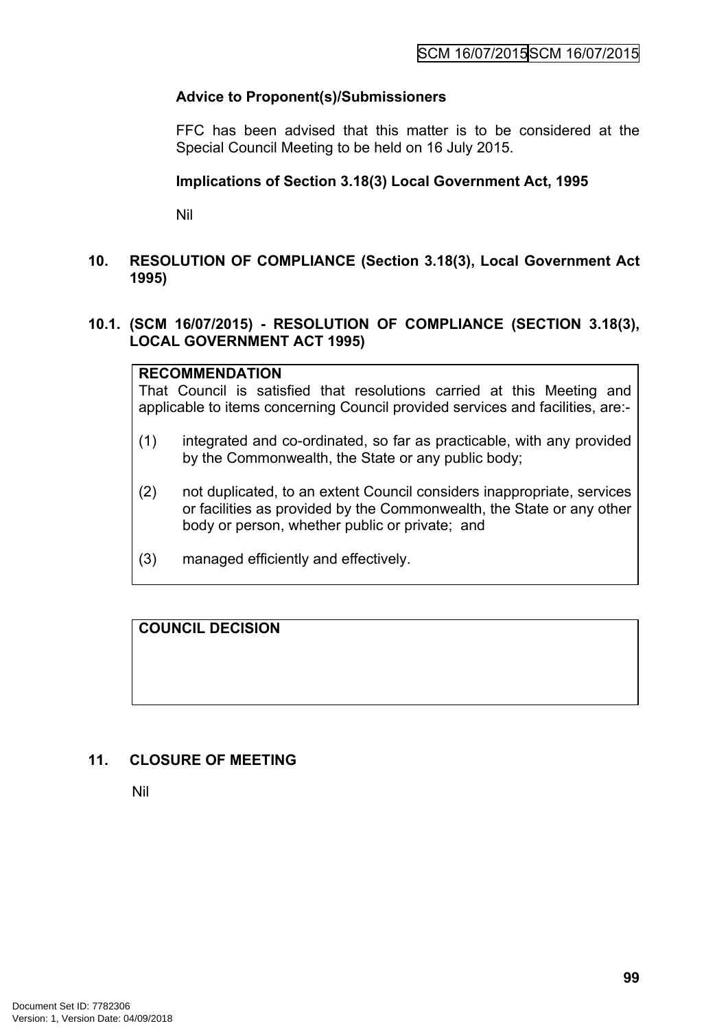**Advice to Proponent(s)/Submissioners**

FFC has been advised that this matter is to be considered at the Special Council Meeting to be held on 16 July 2015.

**Implications of Section 3.18(3) Local Government Act, 1995**

Nil

## 10. RESOLUTION OF COMPLIANCE (Section 3.18(3), Local Government Act 1995)

### 10.1. (SCM 16/07/2015) - RESOLUTION OF COMPLIANCE (SECTION 3.18(3), LOCAL GOVERNMENT ACT 1995)

**RECOMMENDATION**

That Council is satisfied that resolutions carried at this Meeting and applicable to items concerning Council provided services and facilities, are:-

(1) integrated and co-ordinated, so far as practicable, with any provided by the Commonwealth, the State or any public body;

(2) not duplicated, to an extent Council considers inappropriate, services or facilities as provided by the Commonwealth, the State or any other body or person, whether public or private; and

(3) managed efficiently and effectively.

**COUNCIL DECISION**

## 11. CLOSURE OF MEETING

Nil

Document Set ID: 7782306
Version: 1, Version Date: 04/09/2018